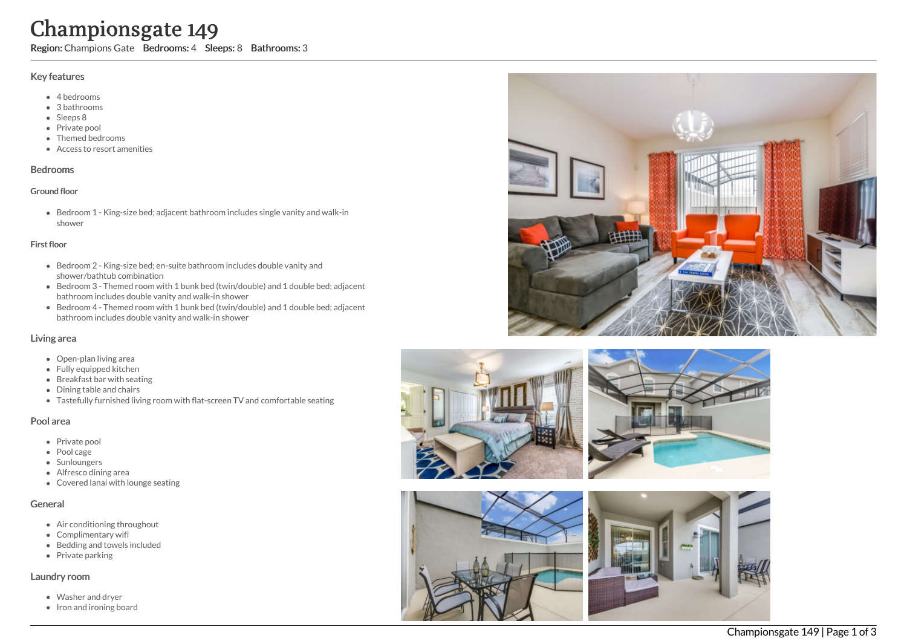# Championsgate 149

**Region:** Champions Gate **Bedrooms:** 4 **Sleeps:** 8 **Bathrooms:** 3

## Key features

- 4 bedrooms
- 3 bathrooms
- Sleeps 8
- Private pool
- Themed bedrooms
- Access to resort amenities

## Bedrooms

### Ground floor

- Bedroom 1 - King-size bed; adjacent bathroom includes single vanity and walk-in shower

### First floor

- Bedroom 2 - King-size bed; en-suite bathroom includes double vanity and shower/bathtub combination
- Bedroom 3 - Themed room with 1 bunk bed (twin/double) and 1 double bed; adjacent bathroom includes double vanity and walk-in shower
- Bedroom 4 - Themed room with 1 bunk bed (twin/double) and 1 double bed; adjacent bathroom includes double vanity and walk-in shower

## Living area

- Open-plan living area
- Fully equipped kitchen
- Breakfast bar with seating
- Dining table and chairs
- Tastefully furnished living room with flat-screen TV and comfortable seating

## Pool area

- Private pool
- Pool cage
- Sunloungers
- Alfresco dining area
- Covered lanai with lounge seating

## General

- Air conditioning throughout
- Complimentary wifi
- Bedding and towels included
- Private parking

## Laundry room

- Washer and dryer
- Iron and ironing board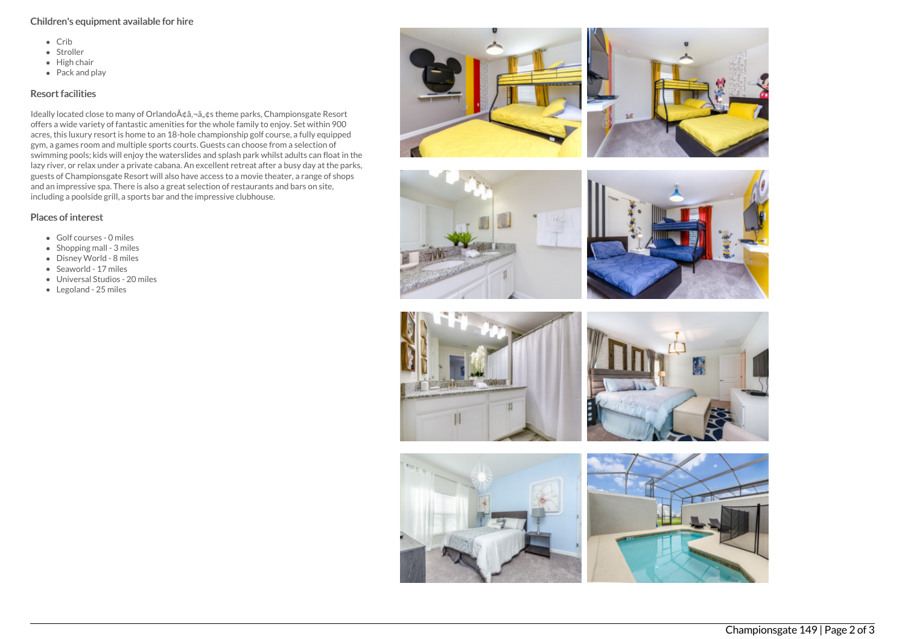## Children's equipment available for hire

- Crib
- Stroller
- High chair
- Pack and play

## Resort facilities

Ideally located close to many of OrlandoÃ¢â‚¬â„¢s theme parks, Championsgate Resort offers a wide variety of fantastic amenities for the whole family to enjoy. Set within 900 acres, this luxury resort is home to an 18-hole championship golf course, a fully equipped gym, a games room and multiple sports courts. Guests can choose from a selection of swimming pools; kids will enjoy the waterslides and splash park whilst adults can float in the lazy river, or relax under a private cabana. An excellent retreat after a busy day at the parks, guests of Championsgate Resort will also have access to a movie theater, a range of shops and an impressive spa. There is also a great selection of restaurants and bars on site, including a poolside grill, a sports bar and the impressive clubhouse.

## Places of interest

- Golf courses - 0 miles
- Shopping mall - 3 miles
- Disney World - 8 miles
- Seaworld - 17 miles
- Universal Studios - 20 miles
- Legoland - 25 miles